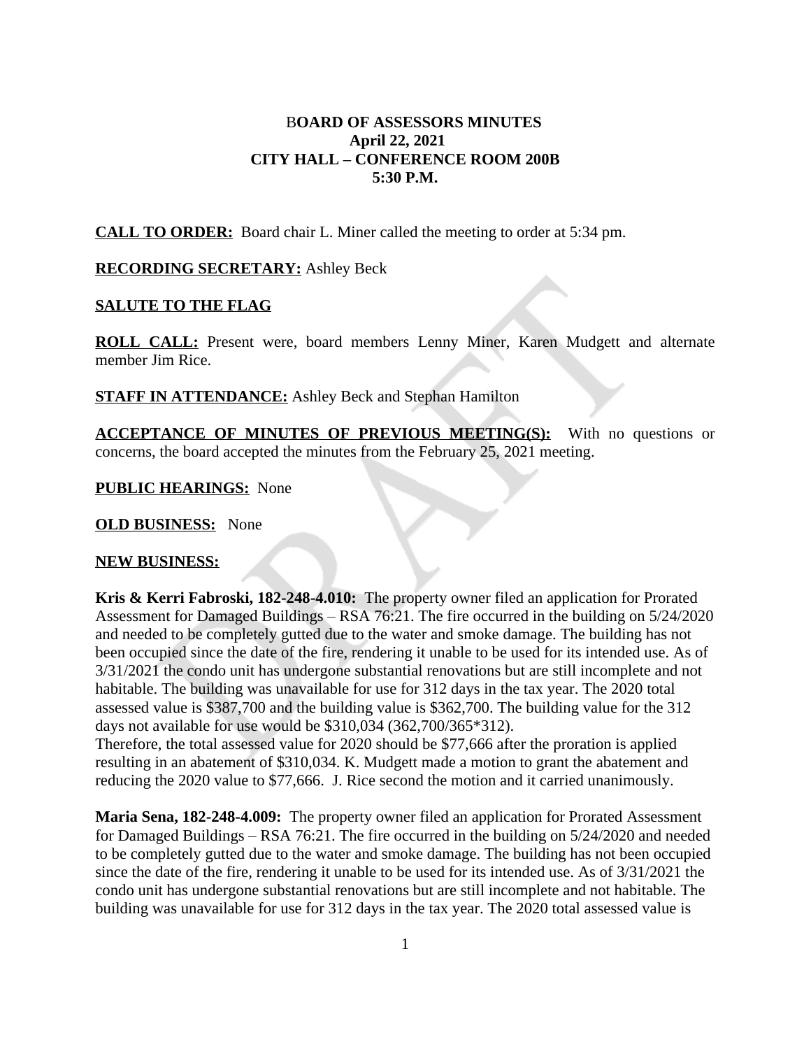**BOARD OF ASSESSORS MINUTES**
**April 22, 2021**
**CITY HALL – CONFERENCE ROOM 200B**
**5:30 P.M.**

**CALL TO ORDER:** Board chair L. Miner called the meeting to order at 5:34 pm.

**RECORDING SECRETARY:** Ashley Beck

**SALUTE TO THE FLAG**

**ROLL CALL:** Present were, board members Lenny Miner, Karen Mudgett and alternate member Jim Rice.

**STAFF IN ATTENDANCE:** Ashley Beck and Stephan Hamilton

**ACCEPTANCE OF MINUTES OF PREVIOUS MEETING(S):** With no questions or concerns, the board accepted the minutes from the February 25, 2021 meeting.

**PUBLIC HEARINGS:** None

**OLD BUSINESS:** None

**NEW BUSINESS:**

**Kris & Kerri Fabroski, 182-248-4.010:** The property owner filed an application for Prorated Assessment for Damaged Buildings – RSA 76:21. The fire occurred in the building on 5/24/2020 and needed to be completely gutted due to the water and smoke damage. The building has not been occupied since the date of the fire, rendering it unable to be used for its intended use. As of 3/31/2021 the condo unit has undergone substantial renovations but are still incomplete and not habitable. The building was unavailable for use for 312 days in the tax year. The 2020 total assessed value is $387,700 and the building value is $362,700. The building value for the 312 days not available for use would be $310,034 (362,700/365*312).
Therefore, the total assessed value for 2020 should be $77,666 after the proration is applied resulting in an abatement of $310,034. K. Mudgett made a motion to grant the abatement and reducing the 2020 value to $77,666. J. Rice second the motion and it carried unanimously.

**Maria Sena, 182-248-4.009:** The property owner filed an application for Prorated Assessment for Damaged Buildings – RSA 76:21. The fire occurred in the building on 5/24/2020 and needed to be completely gutted due to the water and smoke damage. The building has not been occupied since the date of the fire, rendering it unable to be used for its intended use. As of 3/31/2021 the condo unit has undergone substantial renovations but are still incomplete and not habitable. The building was unavailable for use for 312 days in the tax year. The 2020 total assessed value is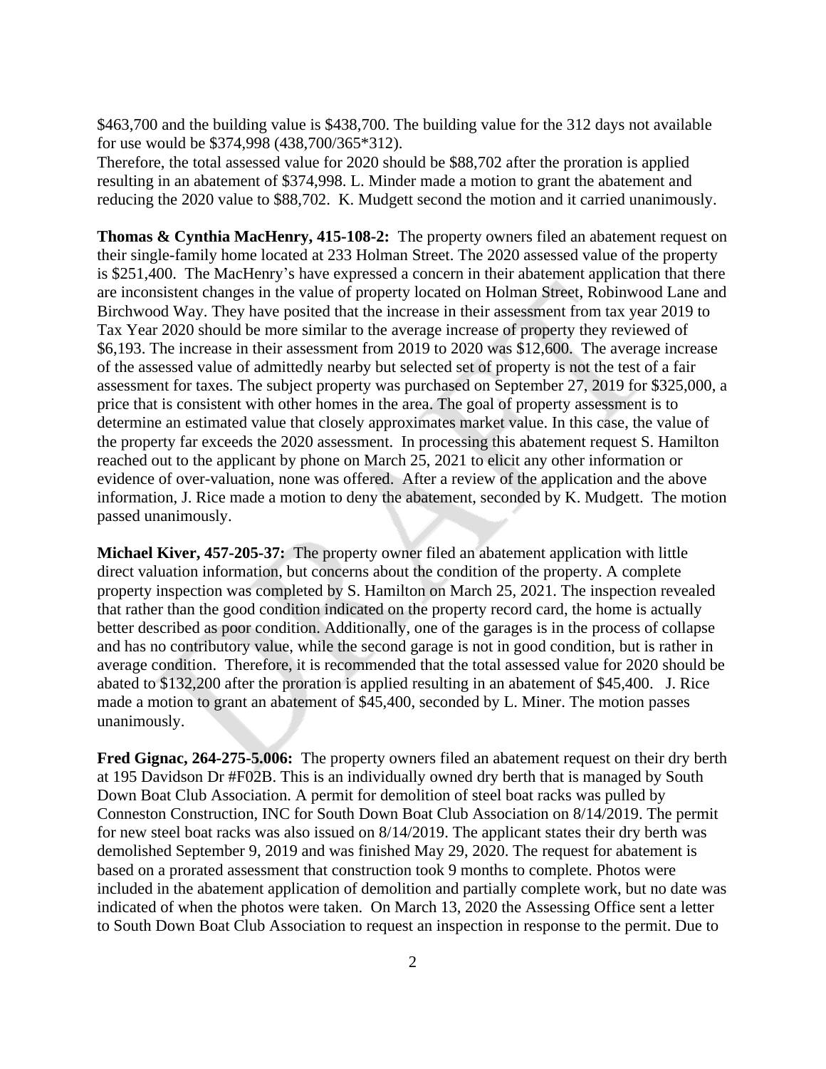$463,700 and the building value is $438,700. The building value for the 312 days not available for use would be $374,998 (438,700/365*312).

Therefore, the total assessed value for 2020 should be $88,702 after the proration is applied resulting in an abatement of $374,998. L. Minder made a motion to grant the abatement and reducing the 2020 value to $88,702. K. Mudgett second the motion and it carried unanimously.

**Thomas & Cynthia MacHenry, 415-108-2:** The property owners filed an abatement request on their single-family home located at 233 Holman Street. The 2020 assessed value of the property is $251,400. The MacHenry's have expressed a concern in their abatement application that there are inconsistent changes in the value of property located on Holman Street, Robinwood Lane and Birchwood Way. They have posited that the increase in their assessment from tax year 2019 to Tax Year 2020 should be more similar to the average increase of property they reviewed of $6,193. The increase in their assessment from 2019 to 2020 was $12,600. The average increase of the assessed value of admittedly nearby but selected set of property is not the test of a fair assessment for taxes. The subject property was purchased on September 27, 2019 for $325,000, a price that is consistent with other homes in the area. The goal of property assessment is to determine an estimated value that closely approximates market value. In this case, the value of the property far exceeds the 2020 assessment. In processing this abatement request S. Hamilton reached out to the applicant by phone on March 25, 2021 to elicit any other information or evidence of over-valuation, none was offered. After a review of the application and the above information, J. Rice made a motion to deny the abatement, seconded by K. Mudgett. The motion passed unanimously.

**Michael Kiver, 457-205-37:** The property owner filed an abatement application with little direct valuation information, but concerns about the condition of the property. A complete property inspection was completed by S. Hamilton on March 25, 2021. The inspection revealed that rather than the good condition indicated on the property record card, the home is actually better described as poor condition. Additionally, one of the garages is in the process of collapse and has no contributory value, while the second garage is not in good condition, but is rather in average condition. Therefore, it is recommended that the total assessed value for 2020 should be abated to $132,200 after the proration is applied resulting in an abatement of $45,400. J. Rice made a motion to grant an abatement of $45,400, seconded by L. Miner. The motion passes unanimously.

**Fred Gignac, 264-275-5.006:** The property owners filed an abatement request on their dry berth at 195 Davidson Dr #F02B. This is an individually owned dry berth that is managed by South Down Boat Club Association. A permit for demolition of steel boat racks was pulled by Conneston Construction, INC for South Down Boat Club Association on 8/14/2019. The permit for new steel boat racks was also issued on 8/14/2019. The applicant states their dry berth was demolished September 9, 2019 and was finished May 29, 2020. The request for abatement is based on a prorated assessment that construction took 9 months to complete. Photos were included in the abatement application of demolition and partially complete work, but no date was indicated of when the photos were taken. On March 13, 2020 the Assessing Office sent a letter to South Down Boat Club Association to request an inspection in response to the permit. Due to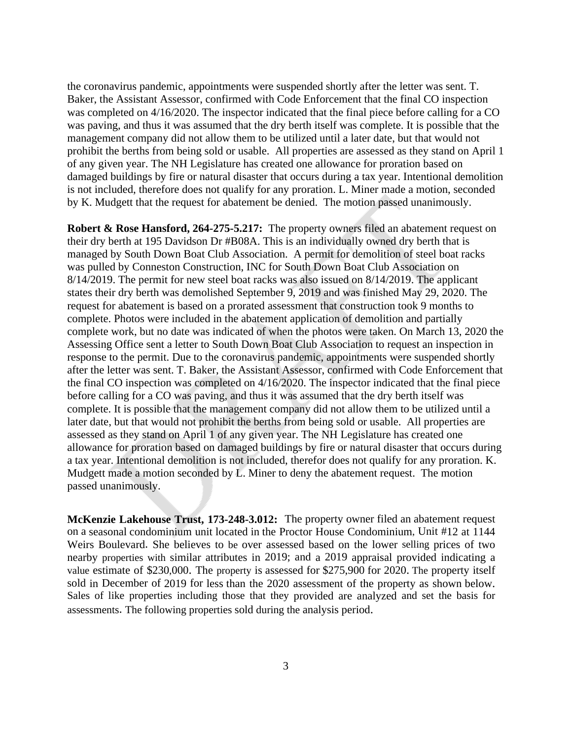the coronavirus pandemic, appointments were suspended shortly after the letter was sent. T. Baker, the Assistant Assessor, confirmed with Code Enforcement that the final CO inspection was completed on 4/16/2020. The inspector indicated that the final piece before calling for a CO was paving, and thus it was assumed that the dry berth itself was complete. It is possible that the management company did not allow them to be utilized until a later date, but that would not prohibit the berths from being sold or usable. All properties are assessed as they stand on April 1 of any given year. The NH Legislature has created one allowance for proration based on damaged buildings by fire or natural disaster that occurs during a tax year. Intentional demolition is not included, therefore does not qualify for any proration. L. Miner made a motion, seconded by K. Mudgett that the request for abatement be denied. The motion passed unanimously.

**Robert & Rose Hansford, 264-275-5.217:** The property owners filed an abatement request on their dry berth at 195 Davidson Dr #B08A. This is an individually owned dry berth that is managed by South Down Boat Club Association. A permit for demolition of steel boat racks was pulled by Conneston Construction, INC for South Down Boat Club Association on 8/14/2019. The permit for new steel boat racks was also issued on 8/14/2019. The applicant states their dry berth was demolished September 9, 2019 and was finished May 29, 2020. The request for abatement is based on a prorated assessment that construction took 9 months to complete. Photos were included in the abatement application of demolition and partially complete work, but no date was indicated of when the photos were taken. On March 13, 2020 the Assessing Office sent a letter to South Down Boat Club Association to request an inspection in response to the permit. Due to the coronavirus pandemic, appointments were suspended shortly after the letter was sent. T. Baker, the Assistant Assessor, confirmed with Code Enforcement that the final CO inspection was completed on 4/16/2020. The inspector indicated that the final piece before calling for a CO was paving, and thus it was assumed that the dry berth itself was complete. It is possible that the management company did not allow them to be utilized until a later date, but that would not prohibit the berths from being sold or usable. All properties are assessed as they stand on April 1 of any given year. The NH Legislature has created one allowance for proration based on damaged buildings by fire or natural disaster that occurs during a tax year. Intentional demolition is not included, therefor does not qualify for any proration. K. Mudgett made a motion seconded by L. Miner to deny the abatement request. The motion passed unanimously.

**McKenzie Lakehouse Trust, 173-248-3.012:** The property owner filed an abatement request on a seasonal condominium unit located in the Proctor House Condominium, Unit #12 at 1144 Weirs Boulevard. She believes to be over assessed based on the lower selling prices of two nearby properties with similar attributes in 2019; and a 2019 appraisal provided indicating a value estimate of $230,000. The property is assessed for $275,900 for 2020. The property itself sold in December of 2019 for less than the 2020 assessment of the property as shown below. Sales of like properties including those that they provided are analyzed and set the basis for assessments. The following properties sold during the analysis period.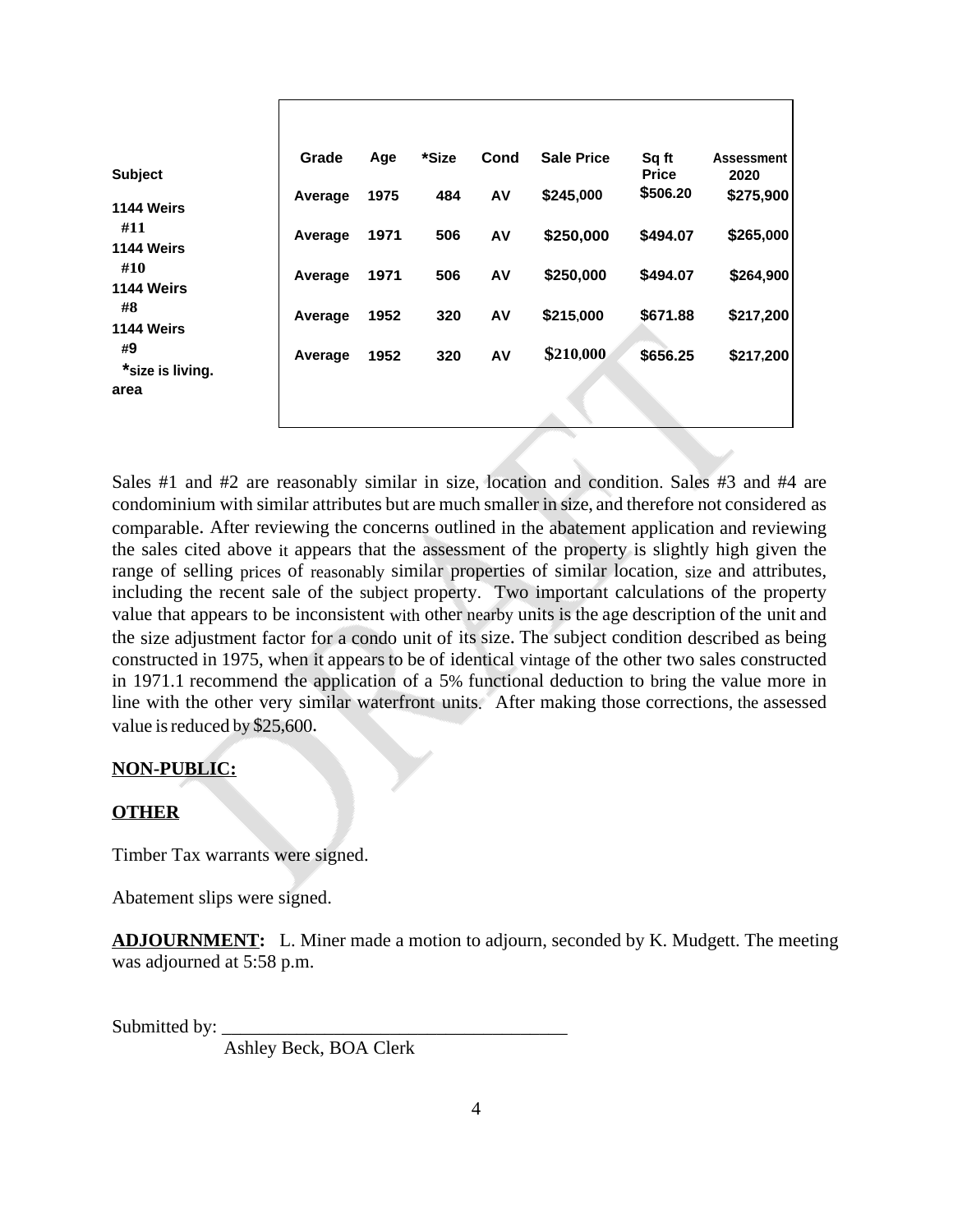| Subject | Grade | Age | *Size | Cond | Sale Price | Sq ft Price | Assessment 2020 |
|---|---|---|---|---|---|---|---|
| 1144 Weirs #11 | Average | 1975 | 484 | AV | $245,000 | $506.20 | $275,900 |
| 1144 Weirs #10 | Average | 1971 | 506 | AV | $250,000 | $494.07 | $265,000 |
| 1144 Weirs #8 | Average | 1971 | 506 | AV | $250,000 | $494.07 | $264,900 |
| 1144 Weirs #9 | Average | 1952 | 320 | AV | $215,000 | $671.88 | $217,200 |
| | Average | 1952 | 320 | AV | $210,000 | $656.25 | $217,200 |

*size is living. area

Sales #1 and #2 are reasonably similar in size, location and condition. Sales #3 and #4 are condominium with similar attributes but are much smaller in size, and therefore not considered as comparable. After reviewing the concerns outlined in the abatement application and reviewing the sales cited above it appears that the assessment of the property is slightly high given the range of selling prices of reasonably similar properties of similar location, size and attributes, including the recent sale of the subject property. Two important calculations of the property value that appears to be inconsistent with other nearby units is the age description of the unit and the size adjustment factor for a condo unit of its size. The subject condition described as being constructed in 1975, when it appears to be of identical vintage of the other two sales constructed in 1971.1 recommend the application of a 5% functional deduction to bring the value more in line with the other very similar waterfront units. After making those corrections, the assessed value is reduced by $25,600.

**NON-PUBLIC:**

**OTHER**

Timber Tax warrants were signed.

Abatement slips were signed.

**ADJOURNMENT:** L. Miner made a motion to adjourn, seconded by K. Mudgett. The meeting was adjourned at 5:58 p.m.

Submitted by: ____________________________________
Ashley Beck, BOA Clerk